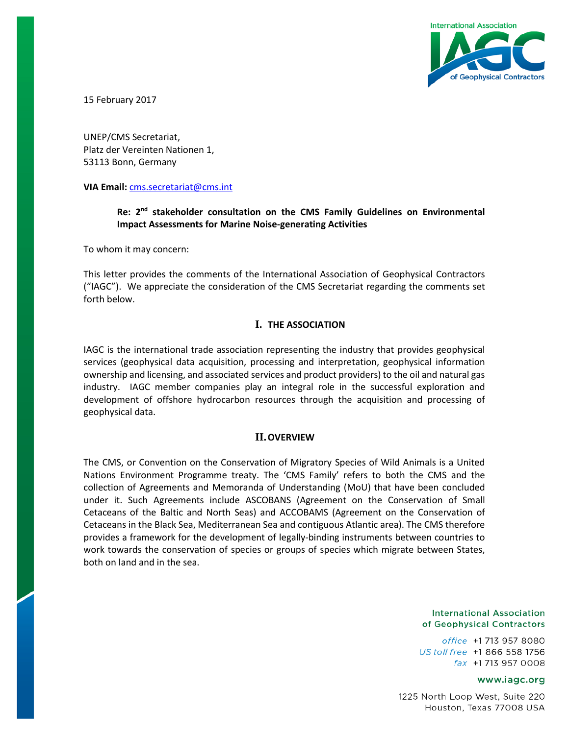15 February 2017

UNEP/CMS Secretariat,
Platz der Vereinten Nationen 1,
53113 Bonn, Germany

**VIA Email:** cms.secretariat@cms.int

**Re: 2nd stakeholder consultation on the CMS Family Guidelines on Environmental Impact Assessments for Marine Noise-generating Activities**

To whom it may concern:

This letter provides the comments of the International Association of Geophysical Contractors ("IAGC"). We appreciate the consideration of the CMS Secretariat regarding the comments set forth below.

## I. THE ASSOCIATION

IAGC is the international trade association representing the industry that provides geophysical services (geophysical data acquisition, processing and interpretation, geophysical information ownership and licensing, and associated services and product providers) to the oil and natural gas industry. IAGC member companies play an integral role in the successful exploration and development of offshore hydrocarbon resources through the acquisition and processing of geophysical data.

## II. OVERVIEW

The CMS, or Convention on the Conservation of Migratory Species of Wild Animals is a United Nations Environment Programme treaty. The 'CMS Family' refers to both the CMS and the collection of Agreements and Memoranda of Understanding (MoU) that have been concluded under it. Such Agreements include ASCOBANS (Agreement on the Conservation of Small Cetaceans of the Baltic and North Seas) and ACCOBAMS (Agreement on the Conservation of Cetaceans in the Black Sea, Mediterranean Sea and contiguous Atlantic area). The CMS therefore provides a framework for the development of legally-binding instruments between countries to work towards the conservation of species or groups of species which migrate between States, both on land and in the sea.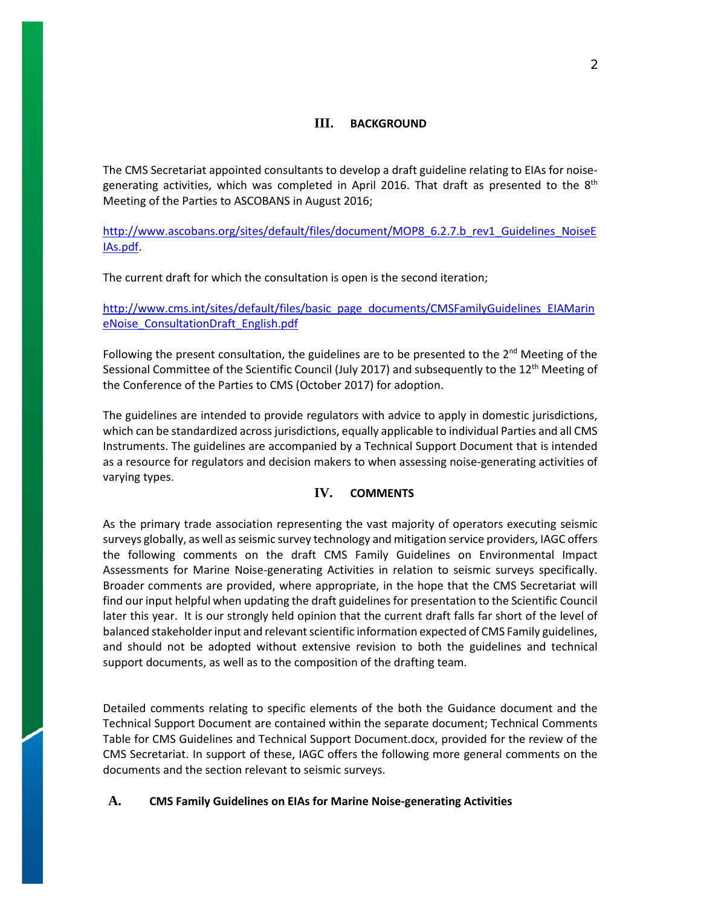## III. BACKGROUND

The CMS Secretariat appointed consultants to develop a draft guideline relating to EIAs for noise-generating activities, which was completed in April 2016. That draft as presented to the 8th Meeting of the Parties to ASCOBANS in August 2016;

http://www.ascobans.org/sites/default/files/document/MOP8_6.2.7.b_rev1_Guidelines_NoiseEIAs.pdf.

The current draft for which the consultation is open is the second iteration;

http://www.cms.int/sites/default/files/basic_page_documents/CMSFamilyGuidelines_EIAMarineNoise_ConsultationDraft_English.pdf

Following the present consultation, the guidelines are to be presented to the 2nd Meeting of the Sessional Committee of the Scientific Council (July 2017) and subsequently to the 12th Meeting of the Conference of the Parties to CMS (October 2017) for adoption.

The guidelines are intended to provide regulators with advice to apply in domestic jurisdictions, which can be standardized across jurisdictions, equally applicable to individual Parties and all CMS Instruments. The guidelines are accompanied by a Technical Support Document that is intended as a resource for regulators and decision makers to when assessing noise-generating activities of varying types.

## IV. COMMENTS

As the primary trade association representing the vast majority of operators executing seismic surveys globally, as well as seismic survey technology and mitigation service providers, IAGC offers the following comments on the draft CMS Family Guidelines on Environmental Impact Assessments for Marine Noise-generating Activities in relation to seismic surveys specifically. Broader comments are provided, where appropriate, in the hope that the CMS Secretariat will find our input helpful when updating the draft guidelines for presentation to the Scientific Council later this year. It is our strongly held opinion that the current draft falls far short of the level of balanced stakeholder input and relevant scientific information expected of CMS Family guidelines, and should not be adopted without extensive revision to both the guidelines and technical support documents, as well as to the composition of the drafting team.

Detailed comments relating to specific elements of the both the Guidance document and the Technical Support Document are contained within the separate document; Technical Comments Table for CMS Guidelines and Technical Support Document.docx, provided for the review of the CMS Secretariat. In support of these, IAGC offers the following more general comments on the documents and the section relevant to seismic surveys.

### A. CMS Family Guidelines on EIAs for Marine Noise-generating Activities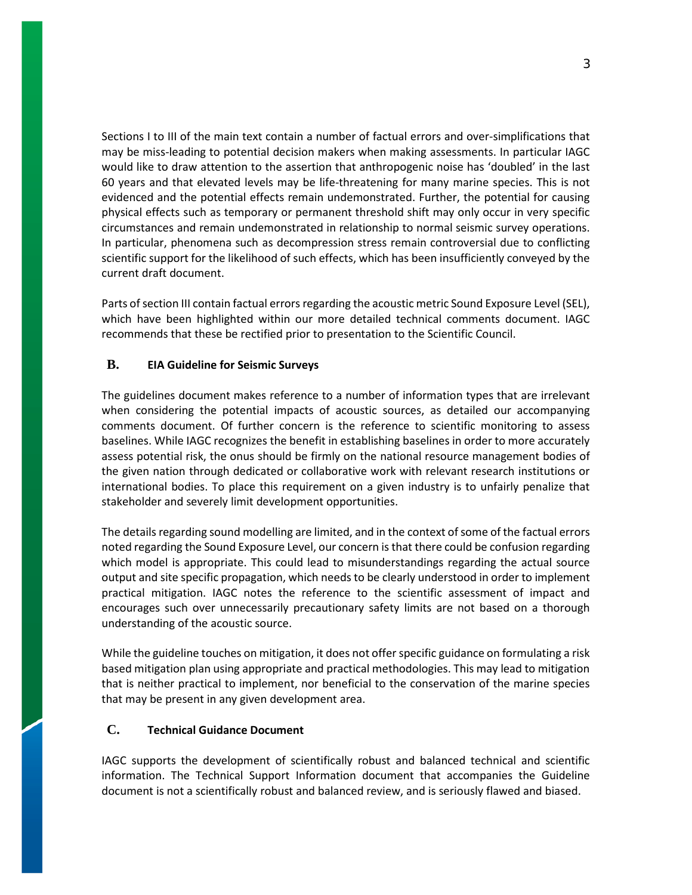Sections I to III of the main text contain a number of factual errors and over-simplifications that may be miss-leading to potential decision makers when making assessments. In particular IAGC would like to draw attention to the assertion that anthropogenic noise has 'doubled' in the last 60 years and that elevated levels may be life-threatening for many marine species. This is not evidenced and the potential effects remain undemonstrated. Further, the potential for causing physical effects such as temporary or permanent threshold shift may only occur in very specific circumstances and remain undemonstrated in relationship to normal seismic survey operations. In particular, phenomena such as decompression stress remain controversial due to conflicting scientific support for the likelihood of such effects, which has been insufficiently conveyed by the current draft document.

Parts of section III contain factual errors regarding the acoustic metric Sound Exposure Level (SEL), which have been highlighted within our more detailed technical comments document. IAGC recommends that these be rectified prior to presentation to the Scientific Council.

## B. EIA Guideline for Seismic Surveys

The guidelines document makes reference to a number of information types that are irrelevant when considering the potential impacts of acoustic sources, as detailed our accompanying comments document. Of further concern is the reference to scientific monitoring to assess baselines. While IAGC recognizes the benefit in establishing baselines in order to more accurately assess potential risk, the onus should be firmly on the national resource management bodies of the given nation through dedicated or collaborative work with relevant research institutions or international bodies. To place this requirement on a given industry is to unfairly penalize that stakeholder and severely limit development opportunities.

The details regarding sound modelling are limited, and in the context of some of the factual errors noted regarding the Sound Exposure Level, our concern is that there could be confusion regarding which model is appropriate. This could lead to misunderstandings regarding the actual source output and site specific propagation, which needs to be clearly understood in order to implement practical mitigation. IAGC notes the reference to the scientific assessment of impact and encourages such over unnecessarily precautionary safety limits are not based on a thorough understanding of the acoustic source.

While the guideline touches on mitigation, it does not offer specific guidance on formulating a risk based mitigation plan using appropriate and practical methodologies. This may lead to mitigation that is neither practical to implement, nor beneficial to the conservation of the marine species that may be present in any given development area.

## C. Technical Guidance Document

IAGC supports the development of scientifically robust and balanced technical and scientific information. The Technical Support Information document that accompanies the Guideline document is not a scientifically robust and balanced review, and is seriously flawed and biased.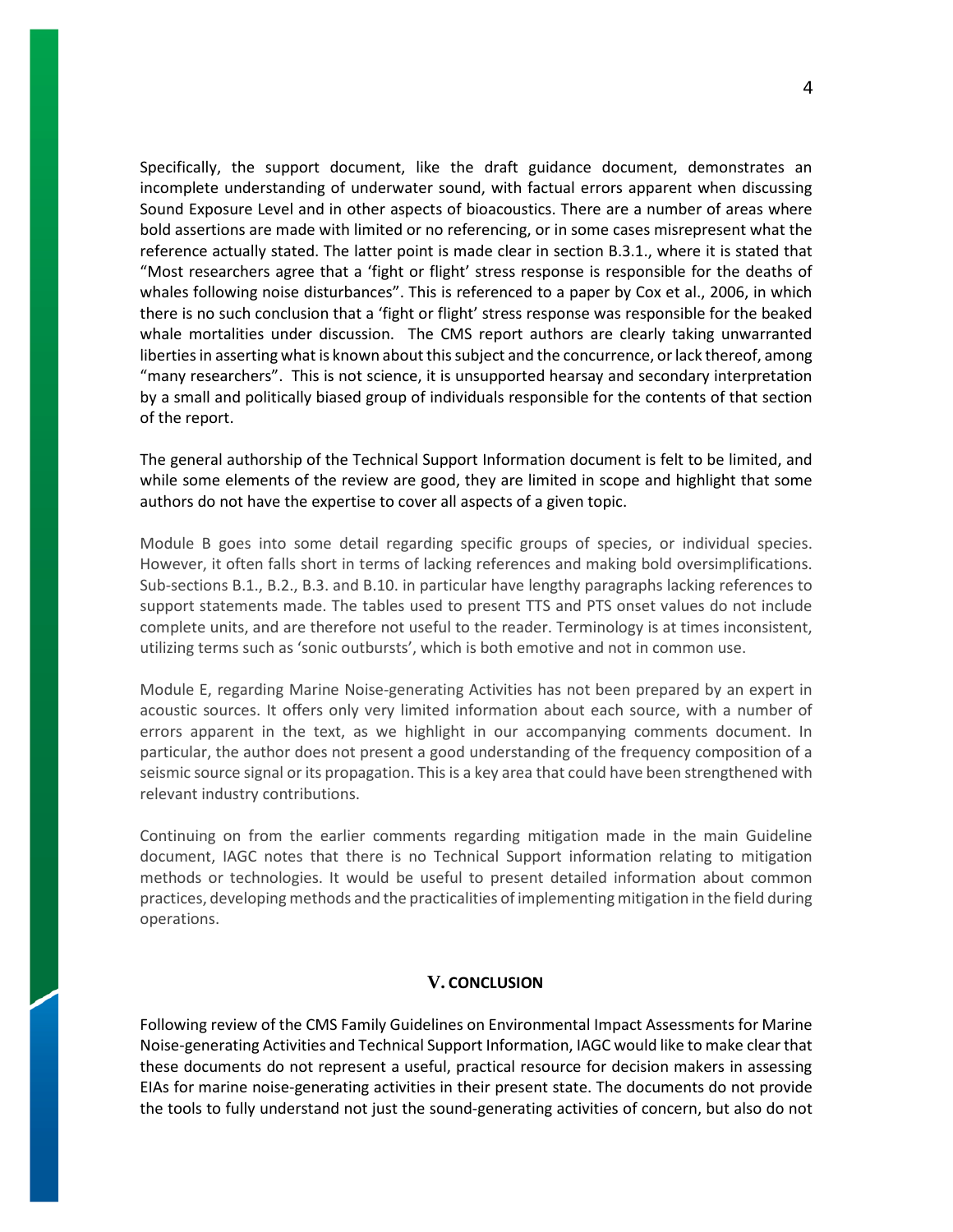Specifically, the support document, like the draft guidance document, demonstrates an incomplete understanding of underwater sound, with factual errors apparent when discussing Sound Exposure Level and in other aspects of bioacoustics. There are a number of areas where bold assertions are made with limited or no referencing, or in some cases misrepresent what the reference actually stated. The latter point is made clear in section B.3.1., where it is stated that "Most researchers agree that a 'fight or flight' stress response is responsible for the deaths of whales following noise disturbances". This is referenced to a paper by Cox et al., 2006, in which there is no such conclusion that a 'fight or flight' stress response was responsible for the beaked whale mortalities under discussion. The CMS report authors are clearly taking unwarranted liberties in asserting what is known about this subject and the concurrence, or lack thereof, among "many researchers". This is not science, it is unsupported hearsay and secondary interpretation by a small and politically biased group of individuals responsible for the contents of that section of the report.

The general authorship of the Technical Support Information document is felt to be limited, and while some elements of the review are good, they are limited in scope and highlight that some authors do not have the expertise to cover all aspects of a given topic.

Module B goes into some detail regarding specific groups of species, or individual species. However, it often falls short in terms of lacking references and making bold oversimplifications. Sub-sections B.1., B.2., B.3. and B.10. in particular have lengthy paragraphs lacking references to support statements made. The tables used to present TTS and PTS onset values do not include complete units, and are therefore not useful to the reader. Terminology is at times inconsistent, utilizing terms such as 'sonic outbursts', which is both emotive and not in common use.

Module E, regarding Marine Noise-generating Activities has not been prepared by an expert in acoustic sources. It offers only very limited information about each source, with a number of errors apparent in the text, as we highlight in our accompanying comments document. In particular, the author does not present a good understanding of the frequency composition of a seismic source signal or its propagation. This is a key area that could have been strengthened with relevant industry contributions.

Continuing on from the earlier comments regarding mitigation made in the main Guideline document, IAGC notes that there is no Technical Support information relating to mitigation methods or technologies. It would be useful to present detailed information about common practices, developing methods and the practicalities of implementing mitigation in the field during operations.

## V. CONCLUSION

Following review of the CMS Family Guidelines on Environmental Impact Assessments for Marine Noise-generating Activities and Technical Support Information, IAGC would like to make clear that these documents do not represent a useful, practical resource for decision makers in assessing EIAs for marine noise-generating activities in their present state. The documents do not provide the tools to fully understand not just the sound-generating activities of concern, but also do not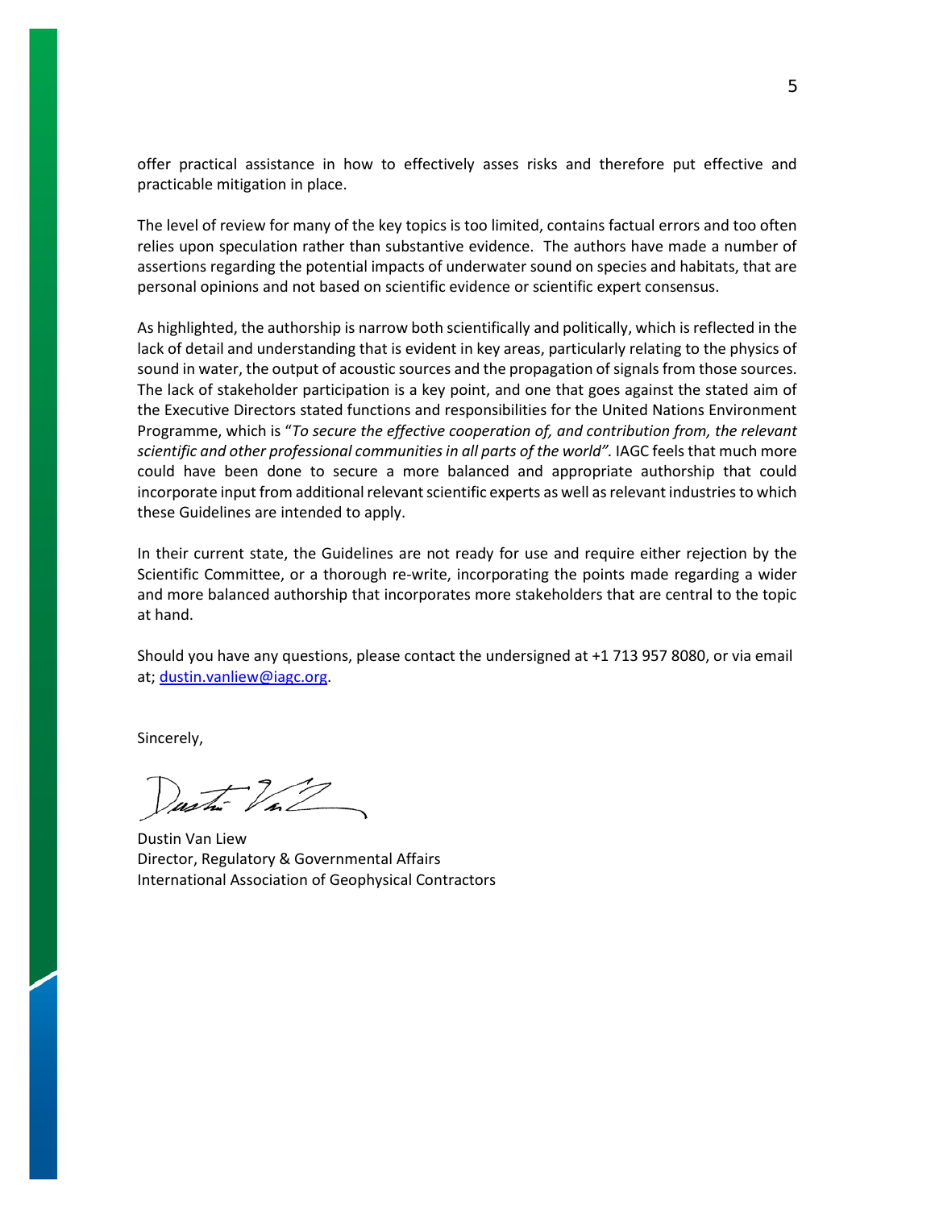offer practical assistance in how to effectively asses risks and therefore put effective and practicable mitigation in place.

The level of review for many of the key topics is too limited, contains factual errors and too often relies upon speculation rather than substantive evidence. The authors have made a number of assertions regarding the potential impacts of underwater sound on species and habitats, that are personal opinions and not based on scientific evidence or scientific expert consensus.

As highlighted, the authorship is narrow both scientifically and politically, which is reflected in the lack of detail and understanding that is evident in key areas, particularly relating to the physics of sound in water, the output of acoustic sources and the propagation of signals from those sources. The lack of stakeholder participation is a key point, and one that goes against the stated aim of the Executive Directors stated functions and responsibilities for the United Nations Environment Programme, which is "*To secure the effective cooperation of, and contribution from, the relevant scientific and other professional communities in all parts of the world".* IAGC feels that much more could have been done to secure a more balanced and appropriate authorship that could incorporate input from additional relevant scientific experts as well as relevant industries to which these Guidelines are intended to apply.

In their current state, the Guidelines are not ready for use and require either rejection by the Scientific Committee, or a thorough re-write, incorporating the points made regarding a wider and more balanced authorship that incorporates more stakeholders that are central to the topic at hand.

Should you have any questions, please contact the undersigned at +1 713 957 8080, or via email at; [dustin.vanliew@iagc.org](mailto:dustin.vanliew@iagc.org).

Sincerely,

Dustin Van Liew
Director, Regulatory & Governmental Affairs
International Association of Geophysical Contractors